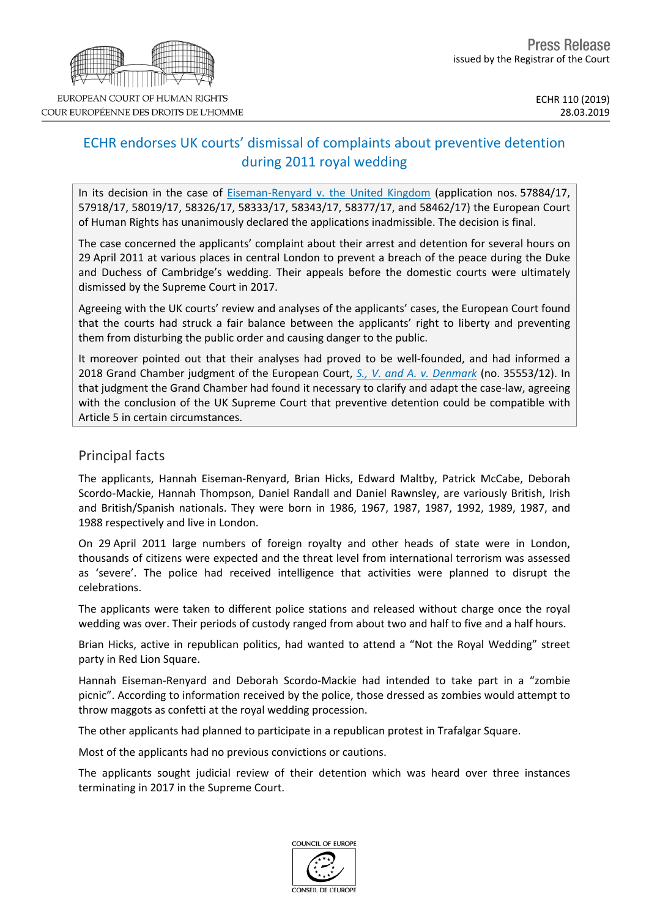Press Release
issued by the Registrar of the Court

EUROPEAN COURT OF HUMAN RIGHTS
COUR EUROPÉENNE DES DROITS DE L'HOMME

ECHR 110 (2019)
28.03.2019

# ECHR endorses UK courts' dismissal of complaints about preventive detention during 2011 royal wedding

In its decision in the case of Eiseman-Renyard v. the United Kingdom (application nos. 57884/17, 57918/17, 58019/17, 58326/17, 58333/17, 58343/17, 58377/17, and 58462/17) the European Court of Human Rights has unanimously declared the applications inadmissible. The decision is final.

The case concerned the applicants' complaint about their arrest and detention for several hours on 29 April 2011 at various places in central London to prevent a breach of the peace during the Duke and Duchess of Cambridge's wedding. Their appeals before the domestic courts were ultimately dismissed by the Supreme Court in 2017.

Agreeing with the UK courts' review and analyses of the applicants' cases, the European Court found that the courts had struck a fair balance between the applicants' right to liberty and preventing them from disturbing the public order and causing danger to the public.

It moreover pointed out that their analyses had proved to be well-founded, and had informed a 2018 Grand Chamber judgment of the European Court, *S., V. and A. v. Denmark* (no. 35553/12). In that judgment the Grand Chamber had found it necessary to clarify and adapt the case-law, agreeing with the conclusion of the UK Supreme Court that preventive detention could be compatible with Article 5 in certain circumstances.

## Principal facts

The applicants, Hannah Eiseman-Renyard, Brian Hicks, Edward Maltby, Patrick McCabe, Deborah Scordo-Mackie, Hannah Thompson, Daniel Randall and Daniel Rawnsley, are variously British, Irish and British/Spanish nationals. They were born in 1986, 1967, 1987, 1987, 1992, 1989, 1987, and 1988 respectively and live in London.

On 29 April 2011 large numbers of foreign royalty and other heads of state were in London, thousands of citizens were expected and the threat level from international terrorism was assessed as 'severe'. The police had received intelligence that activities were planned to disrupt the celebrations.

The applicants were taken to different police stations and released without charge once the royal wedding was over. Their periods of custody ranged from about two and half to five and a half hours.

Brian Hicks, active in republican politics, had wanted to attend a "Not the Royal Wedding" street party in Red Lion Square.

Hannah Eiseman-Renyard and Deborah Scordo-Mackie had intended to take part in a "zombie picnic". According to information received by the police, those dressed as zombies would attempt to throw maggots as confetti at the royal wedding procession.

The other applicants had planned to participate in a republican protest in Trafalgar Square.

Most of the applicants had no previous convictions or cautions.

The applicants sought judicial review of their detention which was heard over three instances terminating in 2017 in the Supreme Court.

COUNCIL OF EUROPE
CONSEIL DE L'EUROPE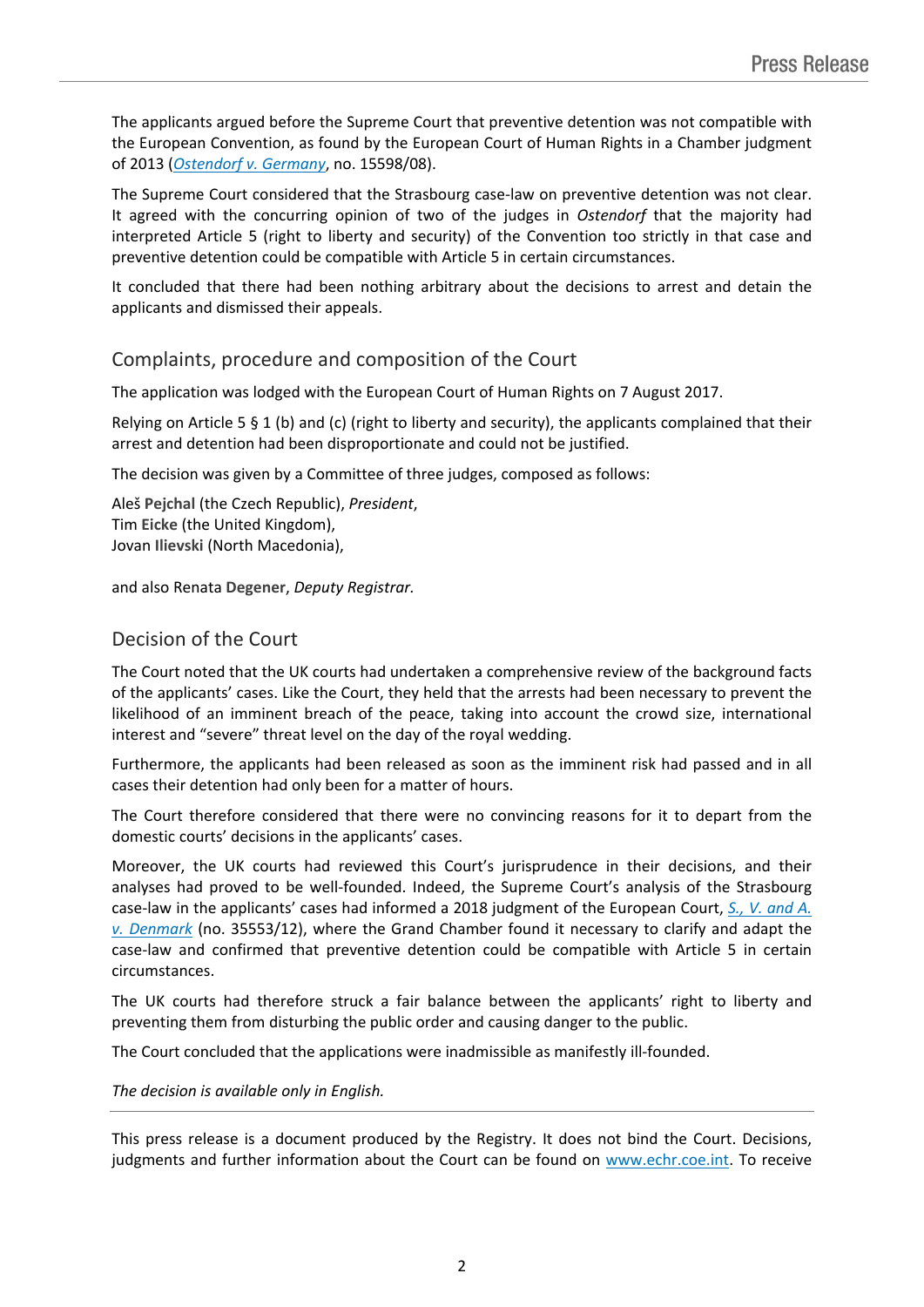The applicants argued before the Supreme Court that preventive detention was not compatible with the European Convention, as found by the European Court of Human Rights in a Chamber judgment of 2013 (*Ostendorf v. Germany*, no. 15598/08).

The Supreme Court considered that the Strasbourg case-law on preventive detention was not clear. It agreed with the concurring opinion of two of the judges in *Ostendorf* that the majority had interpreted Article 5 (right to liberty and security) of the Convention too strictly in that case and preventive detention could be compatible with Article 5 in certain circumstances.

It concluded that there had been nothing arbitrary about the decisions to arrest and detain the applicants and dismissed their appeals.

## Complaints, procedure and composition of the Court

The application was lodged with the European Court of Human Rights on 7 August 2017.

Relying on Article 5 § 1 (b) and (c) (right to liberty and security), the applicants complained that their arrest and detention had been disproportionate and could not be justified.

The decision was given by a Committee of three judges, composed as follows:

Aleš **Pejchal** (the Czech Republic), *President*,
Tim **Eicke** (the United Kingdom),
Jovan **Ilievski** (North Macedonia),

and also Renata **Degener**, *Deputy Registrar.*

## Decision of the Court

The Court noted that the UK courts had undertaken a comprehensive review of the background facts of the applicants' cases. Like the Court, they held that the arrests had been necessary to prevent the likelihood of an imminent breach of the peace, taking into account the crowd size, international interest and "severe" threat level on the day of the royal wedding.

Furthermore, the applicants had been released as soon as the imminent risk had passed and in all cases their detention had only been for a matter of hours.

The Court therefore considered that there were no convincing reasons for it to depart from the domestic courts' decisions in the applicants' cases.

Moreover, the UK courts had reviewed this Court's jurisprudence in their decisions, and their analyses had proved to be well-founded. Indeed, the Supreme Court's analysis of the Strasbourg case-law in the applicants' cases had informed a 2018 judgment of the European Court, *S., V. and A. v. Denmark* (no. 35553/12), where the Grand Chamber found it necessary to clarify and adapt the case-law and confirmed that preventive detention could be compatible with Article 5 in certain circumstances.

The UK courts had therefore struck a fair balance between the applicants' right to liberty and preventing them from disturbing the public order and causing danger to the public.

The Court concluded that the applications were inadmissible as manifestly ill-founded.

*The decision is available only in English.*

---

This press release is a document produced by the Registry. It does not bind the Court. Decisions, judgments and further information about the Court can be found on www.echr.coe.int. To receive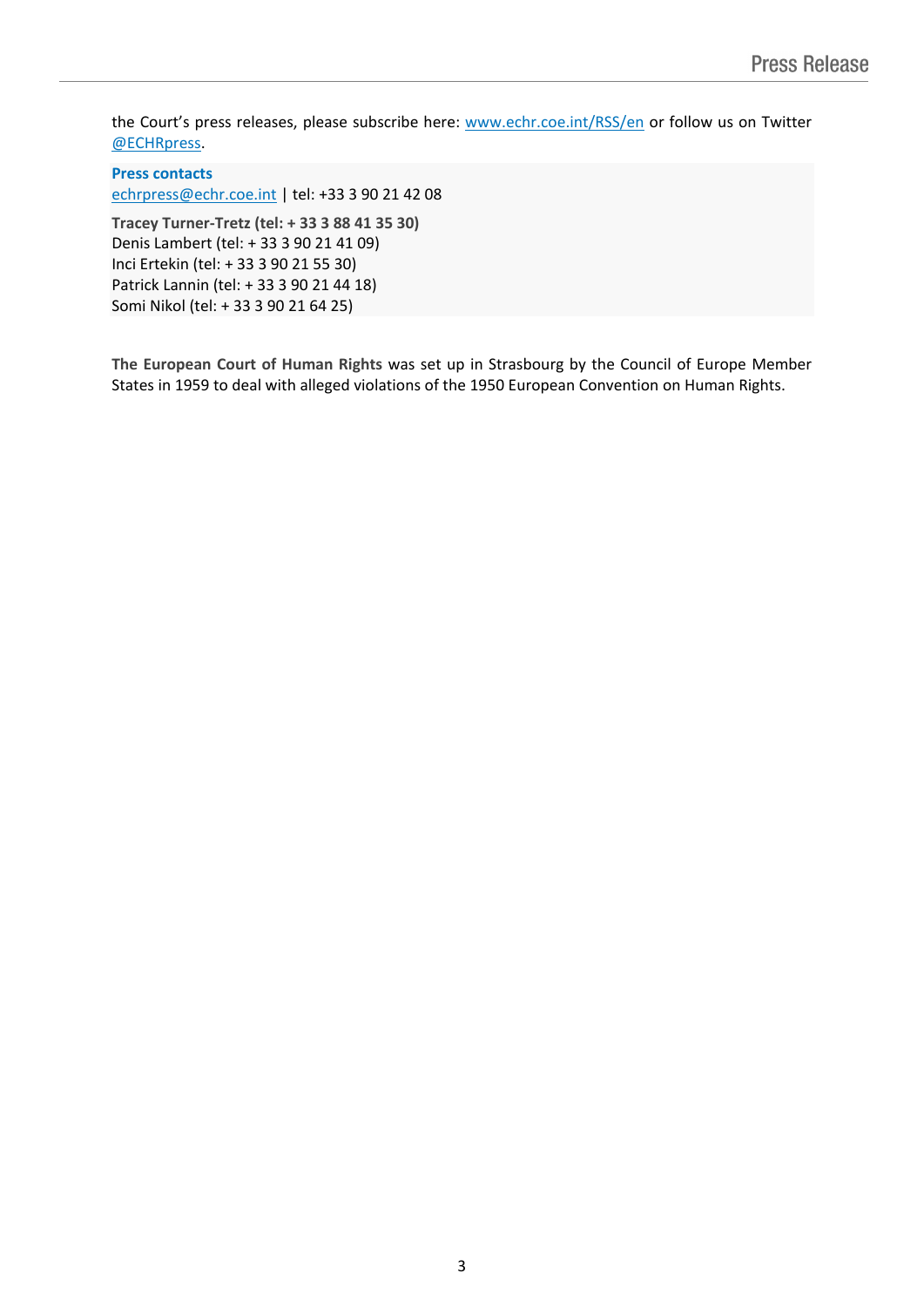the Court's press releases, please subscribe here: www.echr.coe.int/RSS/en or follow us on Twitter @ECHRpress.

**Press contacts**
echrpress@echr.coe.int | tel: +33 3 90 21 42 08

**Tracey Turner-Tretz (tel: + 33 3 88 41 35 30)**
Denis Lambert (tel: + 33 3 90 21 41 09)
Inci Ertekin (tel: + 33 3 90 21 55 30)
Patrick Lannin (tel: + 33 3 90 21 44 18)
Somi Nikol (tel: + 33 3 90 21 64 25)

**The European Court of Human Rights** was set up in Strasbourg by the Council of Europe Member States in 1959 to deal with alleged violations of the 1950 European Convention on Human Rights.